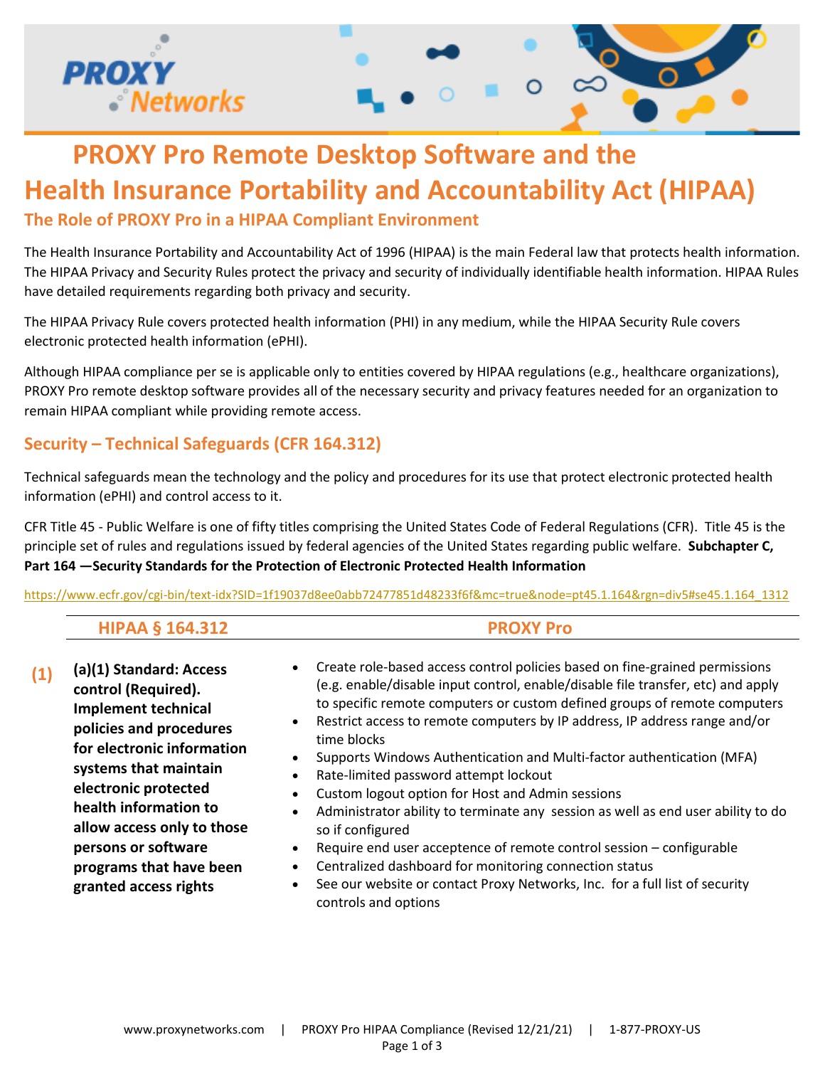# PROXY Pro Remote Desktop Software and the Health Insurance Portability and Accountability Act (HIPAA)

## The Role of PROXY Pro in a HIPAA Compliant Environment

The Health Insurance Portability and Accountability Act of 1996 (HIPAA) is the main Federal law that protects health information. The HIPAA Privacy and Security Rules protect the privacy and security of individually identifiable health information. HIPAA Rules have detailed requirements regarding both privacy and security.

The HIPAA Privacy Rule covers protected health information (PHI) in any medium, while the HIPAA Security Rule covers electronic protected health information (ePHI).

Although HIPAA compliance per se is applicable only to entities covered by HIPAA regulations (e.g., healthcare organizations), PROXY Pro remote desktop software provides all of the necessary security and privacy features needed for an organization to remain HIPAA compliant while providing remote access.

## Security – Technical Safeguards (CFR 164.312)

Technical safeguards mean the technology and the policy and procedures for its use that protect electronic protected health information (ePHI) and control access to it.

CFR Title 45 - Public Welfare is one of fifty titles comprising the United States Code of Federal Regulations (CFR). Title 45 is the principle set of rules and regulations issued by federal agencies of the United States regarding public welfare. **Subchapter C, Part 164 —Security Standards for the Protection of Electronic Protected Health Information**

https://www.ecfr.gov/cgi-bin/text-idx?SID=1f19037d8ee0abb72477851d48233f6f&mc=true&node=pt45.1.164&rgn=div5#se45.1.164_1312

| | HIPAA § 164.312 | PROXY Pro |
|---|---|---|
| (1) | **(a)(1) Standard: Access control (Required). Implement technical policies and procedures for electronic information systems that maintain electronic protected health information to allow access only to those persons or software programs that have been granted access rights** | • Create role-based access control policies based on fine-grained permissions (e.g. enable/disable input control, enable/disable file transfer, etc) and apply to specific remote computers or custom defined groups of remote computers<br>• Restrict access to remote computers by IP address, IP address range and/or time blocks<br>• Supports Windows Authentication and Multi-factor authentication (MFA)<br>• Rate-limited password attempt lockout<br>• Custom logout option for Host and Admin sessions<br>• Administrator ability to terminate any session as well as end user ability to do so if configured<br>• Require end user acceptence of remote control session – configurable<br>• Centralized dashboard for monitoring connection status<br>• See our website or contact Proxy Networks, Inc. for a full list of security controls and options |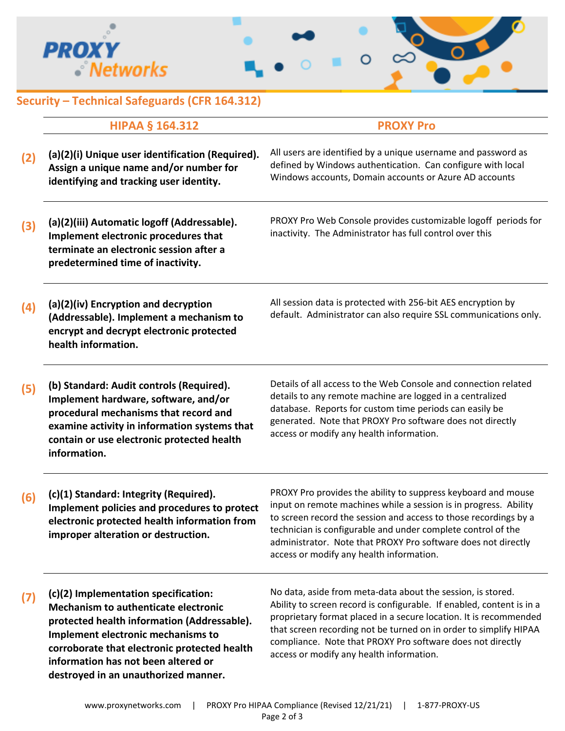## Security – Technical Safeguards (CFR 164.312)

| | HIPAA § 164.312 | PROXY Pro |
|---|---|---|
| (2) | **(a)(2)(i) Unique user identification (Required). Assign a unique name and/or number for identifying and tracking user identity.** | All users are identified by a unique username and password as defined by Windows authentication. Can configure with local Windows accounts, Domain accounts or Azure AD accounts |
| (3) | **(a)(2)(iii) Automatic logoff (Addressable). Implement electronic procedures that terminate an electronic session after a predetermined time of inactivity.** | PROXY Pro Web Console provides customizable logoff periods for inactivity. The Administrator has full control over this |
| (4) | **(a)(2)(iv) Encryption and decryption (Addressable). Implement a mechanism to encrypt and decrypt electronic protected health information.** | All session data is protected with 256-bit AES encryption by default. Administrator can also require SSL communications only. |
| (5) | **(b) Standard: Audit controls (Required). Implement hardware, software, and/or procedural mechanisms that record and examine activity in information systems that contain or use electronic protected health information.** | Details of all access to the Web Console and connection related details to any remote machine are logged in a centralized database. Reports for custom time periods can easily be generated. Note that PROXY Pro software does not directly access or modify any health information. |
| (6) | **(c)(1) Standard: Integrity (Required). Implement policies and procedures to protect electronic protected health information from improper alteration or destruction.** | PROXY Pro provides the ability to suppress keyboard and mouse input on remote machines while a session is in progress. Ability to screen record the session and access to those recordings by a technician is configurable and under complete control of the administrator. Note that PROXY Pro software does not directly access or modify any health information. |
| (7) | **(c)(2) Implementation specification: Mechanism to authenticate electronic protected health information (Addressable). Implement electronic mechanisms to corroborate that electronic protected health information has not been altered or destroyed in an unauthorized manner.** | No data, aside from meta-data about the session, is stored. Ability to screen record is configurable. If enabled, content is in a proprietary format placed in a secure location. It is recommended that screen recording not be turned on in order to simplify HIPAA compliance. Note that PROXY Pro software does not directly access or modify any health information. |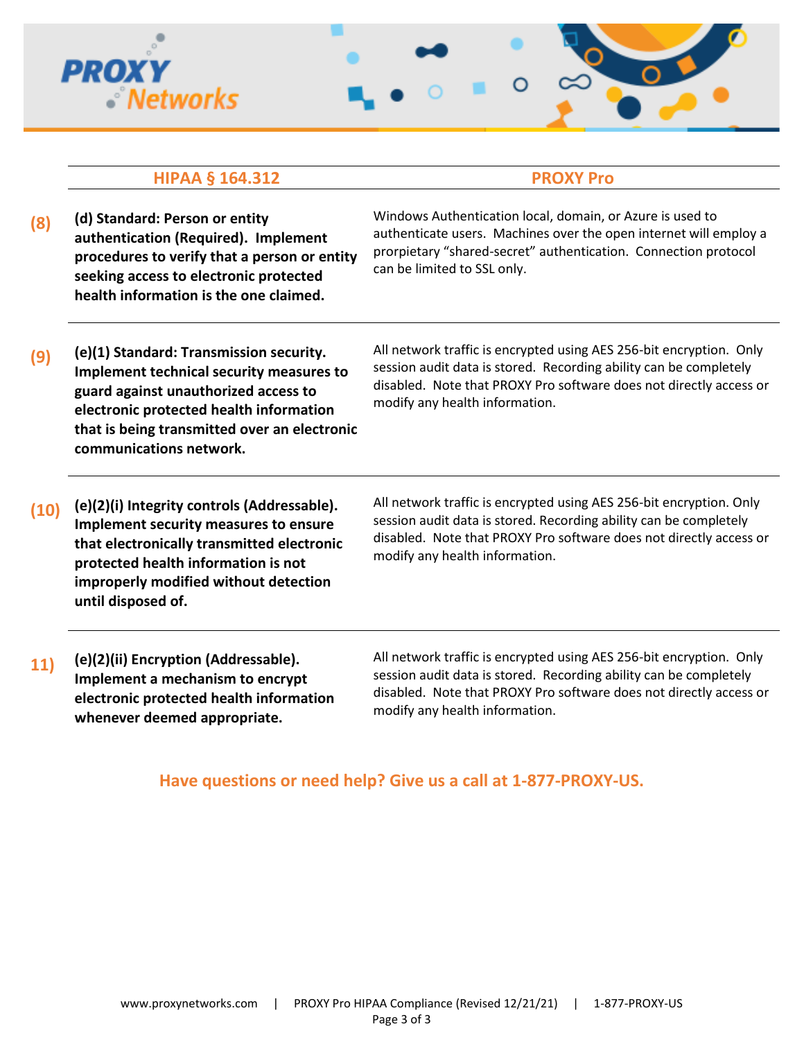| | HIPAA § 164.312 | PROXY Pro |
|---|---|---|
| (8) | **(d) Standard: Person or entity authentication (Required). Implement procedures to verify that a person or entity seeking access to electronic protected health information is the one claimed.** | Windows Authentication local, domain, or Azure is used to authenticate users. Machines over the open internet will employ a porpietary “shared-secret” authentication. Connection protocol can be limited to SSL only. |
| (9) | **(e)(1) Standard: Transmission security. Implement technical security measures to guard against unauthorized access to electronic protected health information that is being transmitted over an electronic communications network.** | All network traffic is encrypted using AES 256-bit encryption. Only session audit data is stored. Recording ability can be completely disabled. Note that PROXY Pro software does not directly access or modify any health information. |
| (10) | **(e)(2)(i) Integrity controls (Addressable). Implement security measures to ensure that electronically transmitted electronic protected health information is not improperly modified without detection until disposed of.** | All network traffic is encrypted using AES 256-bit encryption. Only session audit data is stored. Recording ability can be completely disabled. Note that PROXY Pro software does not directly access or modify any health information. |
| 11) | **(e)(2)(ii) Encryption (Addressable). Implement a mechanism to encrypt electronic protected health information whenever deemed appropriate.** | All network traffic is encrypted using AES 256-bit encryption. Only session audit data is stored. Recording ability can be completely disabled. Note that PROXY Pro software does not directly access or modify any health information. |

**Have questions or need help? Give us a call at 1-877-PROXY-US.**